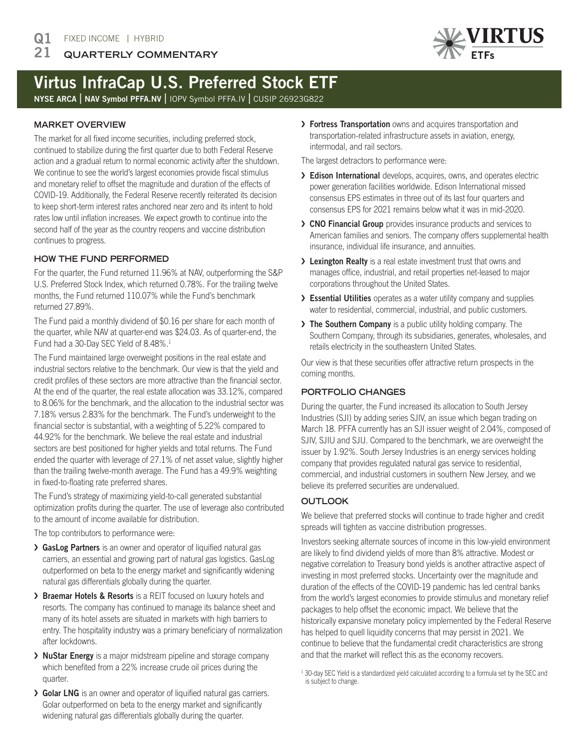**Q1 21** FIXED INCOME | HYBRID

**QUARTERLY COMMENTARY**

# Virtus InfraCap U.S. Preferred Stock ETF

**NYSE ARCA | NAV Symbol PFFA.NV** | IOPV Symbol PFFA.IV | CUSIP 26923G822

## MARKET OVERVIEW

The market for all fixed income securities, including preferred stock, continued to stabilize during the first quarter due to both Federal Reserve action and a gradual return to normal economic activity after the shutdown. We continue to see the world's largest economies provide fiscal stimulus and monetary relief to offset the magnitude and duration of the effects of COVID-19. Additionally, the Federal Reserve recently reiterated its decision to keep short-term interest rates anchored near zero and its intent to hold rates low until inflation increases. We expect growth to continue into the second half of the year as the country reopens and vaccine distribution continues to progress.

## HOW THE FUND PERFORMED

For the quarter, the Fund returned 11.96% at NAV, outperforming the S&P U.S. Preferred Stock Index, which returned 0.78%. For the trailing twelve months, the Fund returned 110.07% while the Fund's benchmark returned 27.89%.

The Fund paid a monthly dividend of $0.16 per share for each month of the quarter, while NAV at quarter-end was $24.03. As of quarter-end, the Fund had a 30-Day SEC Yield of 8.48%.[1]

The Fund maintained large overweight positions in the real estate and industrial sectors relative to the benchmark. Our view is that the yield and credit profiles of these sectors are more attractive than the financial sector. At the end of the quarter, the real estate allocation was 33.12%, compared to 8.06% for the benchmark, and the allocation to the industrial sector was 7.18% versus 2.83% for the benchmark. The Fund's underweight to the financial sector is substantial, with a weighting of 5.22% compared to 44.92% for the benchmark. We believe the real estate and industrial sectors are best positioned for higher yields and total returns. The Fund ended the quarter with leverage of 27.1% of net asset value, slightly higher than the trailing twelve-month average. The Fund has a 49.9% weighting in fixed-to-floating rate preferred shares.

The Fund's strategy of maximizing yield-to-call generated substantial optimization profits during the quarter. The use of leverage also contributed to the amount of income available for distribution.

The top contributors to performance were:

- **GasLog Partners** is an owner and operator of liquified natural gas carriers, an essential and growing part of natural gas logistics. GasLog outperformed on beta to the energy market and significantly widening natural gas differentials globally during the quarter.
- **Braemar Hotels & Resorts** is a REIT focused on luxury hotels and resorts. The company has continued to manage its balance sheet and many of its hotel assets are situated in markets with high barriers to entry. The hospitality industry was a primary beneficiary of normalization after lockdowns.
- **NuStar Energy** is a major midstream pipeline and storage company which benefited from a 22% increase crude oil prices during the quarter.
- **Golar LNG** is an owner and operator of liquified natural gas carriers. Golar outperformed on beta to the energy market and significantly widening natural gas differentials globally during the quarter.
- **Fortress Transportation** owns and acquires transportation and transportation-related infrastructure assets in aviation, energy, intermodal, and rail sectors.

The largest detractors to performance were:

- **Edison International** develops, acquires, owns, and operates electric power generation facilities worldwide. Edison International missed consensus EPS estimates in three out of its last four quarters and consensus EPS for 2021 remains below what it was in mid-2020.
- **CNO Financial Group** provides insurance products and services to American families and seniors. The company offers supplemental health insurance, individual life insurance, and annuities.
- **Lexington Realty** is a real estate investment trust that owns and manages office, industrial, and retail properties net-leased to major corporations throughout the United States.
- **Essential Utilities** operates as a water utility company and supplies water to residential, commercial, industrial, and public customers.
- **The Southern Company** is a public utility holding company. The Southern Company, through its subsidiaries, generates, wholesales, and retails electricity in the southeastern United States.

Our view is that these securities offer attractive return prospects in the coming months.

## PORTFOLIO CHANGES

During the quarter, the Fund increased its allocation to South Jersey Industries (SJI) by adding series SJIV, an issue which began trading on March 18. PFFA currently has an SJI issuer weight of 2.04%, composed of SJIV, SJIU and SJIJ. Compared to the benchmark, we are overweight the issuer by 1.92%. South Jersey Industries is an energy services holding company that provides regulated natural gas service to residential, commercial, and industrial customers in southern New Jersey, and we believe its preferred securities are undervalued.

## OUTLOOK

We believe that preferred stocks will continue to trade higher and credit spreads will tighten as vaccine distribution progresses.

Investors seeking alternate sources of income in this low-yield environment are likely to find dividend yields of more than 8% attractive. Modest or negative correlation to Treasury bond yields is another attractive aspect of investing in most preferred stocks. Uncertainty over the magnitude and duration of the effects of the COVID-19 pandemic has led central banks from the world's largest economies to provide stimulus and monetary relief packages to help offset the economic impact. We believe that the historically expansive monetary policy implemented by the Federal Reserve has helped to quell liquidity concerns that may persist in 2021. We continue to believe that the fundamental credit characteristics are strong and that the market will reflect this as the economy recovers.

[1] 30-day SEC Yield is a standardized yield calculated according to a formula set by the SEC and is subject to change.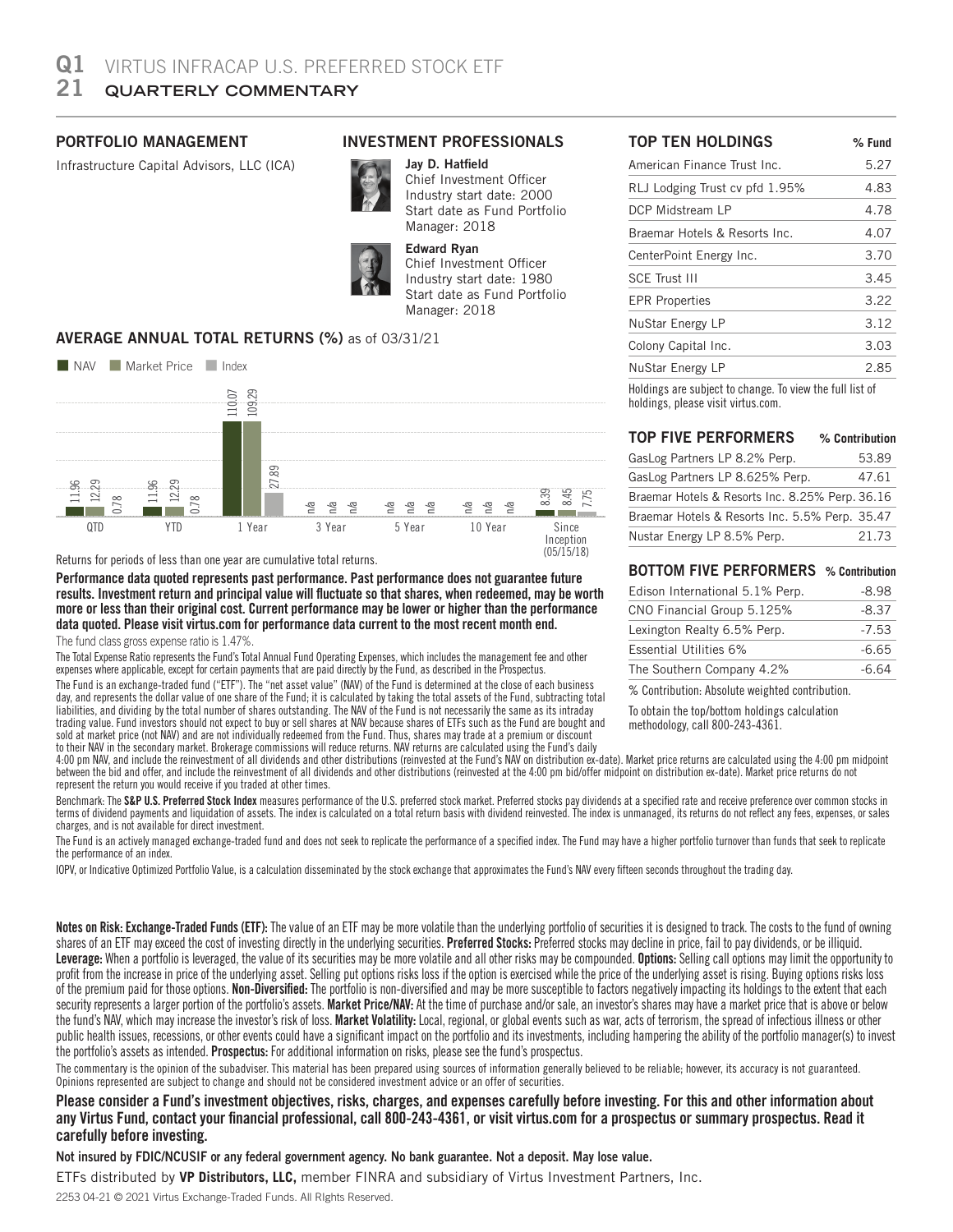# Q1 21 VIRTUS INFRACAP U.S. PREFERRED STOCK ETF

## QUARTERLY COMMENTARY

### PORTFOLIO MANAGEMENT

Infrastructure Capital Advisors, LLC (ICA)

### INVESTMENT PROFESSIONALS

**Jay D. Hatfield**
Chief Investment Officer
Industry start date: 2000
Start date as Fund Portfolio Manager: 2018

**Edward Ryan**
Chief Investment Officer
Industry start date: 1980
Start date as Fund Portfolio Manager: 2018

### AVERAGE ANNUAL TOTAL RETURNS (%) as of 03/31/21

NAV Market Price Index

11.96 12.29 0.78
QTD

11.96 12.29 0.78
YTD

110.07 109.29 27.89
1 Year

n/a n/a n/a
3 Year

n/a n/a n/a
5 Year

n/a n/a n/a
10 Year

8.39 8.45 7.75
Since Inception (05/15/18)

Returns for periods of less than one year are cumulative total returns.

**Performance data quoted represents past performance. Past performance does not guarantee future results. Investment return and principal value will fluctuate so that shares, when redeemed, may be worth more or less than their original cost. Current performance may be lower or higher than the performance data quoted. Please visit virtus.com for performance data current to the most recent month end.**

The fund class gross expense ratio is 1.47%.

The Total Expense Ratio represents the Fund's Total Annual Fund Operating Expenses, which includes the management fee and other expenses where applicable, except for certain payments that are paid directly by the Fund, as described in the Prospectus.

The Fund is an exchange-traded fund ("ETF"). The "net asset value" (NAV) of the Fund is determined at the close of each business day, and represents the dollar value of one share of the Fund; it is calculated by taking the total assets of the Fund, subtracting total liabilities, and dividing by the total number of shares outstanding. The NAV of the Fund is not necessarily the same as its intraday trading value. Fund investors should not expect to buy or sell shares at NAV because shares of ETFs such as the Fund are bought and sold at market price (not NAV) and are not individually redeemed from the Fund. Thus, shares may trade at a premium or discount to their NAV in the secondary market. Brokerage commissions will reduce returns. NAV returns are calculated using the Fund's daily 4:00 pm NAV, and include the reinvestment of all dividends and other distributions (reinvested at the Fund's NAV on distribution ex-date). Market price returns are calculated using the 4:00 pm midpoint between the bid and offer, and include the reinvestment of all dividends and other distributions (reinvested at the 4:00 pm bid/offer midpoint on distribution ex-date). Market price returns do not represent the return you would receive if you traded at other times.

### TOP TEN HOLDINGS

| TOP TEN HOLDINGS | % Fund |
|---|---|
| American Finance Trust Inc. | 5.27 |
| RLJ Lodging Trust cv pfd 1.95% | 4.83 |
| DCP Midstream LP | 4.78 |
| Braemar Hotels & Resorts Inc. | 4.07 |
| CenterPoint Energy Inc. | 3.70 |
| SCE Trust III | 3.45 |
| EPR Properties | 3.22 |
| NuStar Energy LP | 3.12 |
| Colony Capital Inc. | 3.03 |
| NuStar Energy LP | 2.85 |

Holdings are subject to change. To view the full list of holdings, please visit virtus.com.

### TOP FIVE PERFORMERS

| TOP FIVE PERFORMERS | % Contribution |
|---|---|
| GasLog Partners LP 8.2% Perp. | 53.89 |
| GasLog Partners LP 8.625% Perp. | 47.61 |
| Braemar Hotels & Resorts Inc. 8.25% Perp. | 36.16 |
| Braemar Hotels & Resorts Inc. 5.5% Perp. | 35.47 |
| Nustar Energy LP 8.5% Perp. | 21.73 |

### BOTTOM FIVE PERFORMERS

| BOTTOM FIVE PERFORMERS | % Contribution |
|---|---|
| Edison International 5.1% Perp. | -8.98 |
| CNO Financial Group 5.125% | -8.37 |
| Lexington Realty 6.5% Perp. | -7.53 |
| Essential Utilities 6% | -6.65 |
| The Southern Company 4.2% | -6.64 |

% Contribution: Absolute weighted contribution.

To obtain the top/bottom holdings calculation methodology, call 800-243-4361.

Benchmark: The **S&P U.S. Preferred Stock Index** measures performance of the U.S. preferred stock market. Preferred stocks pay dividends at a specified rate and receive preference over common stocks in terms of dividend payments and liquidation of assets. The index is calculated on a total return basis with dividend reinvested. The index is unmanaged, its returns do not reflect any fees, expenses, or sales charges, and is not available for direct investment.

The Fund is an actively managed exchange-traded fund and does not seek to replicate the performance of a specified index. The Fund may have a higher portfolio turnover than funds that seek to replicate the performance of an index.

IOPV, or Indicative Optimized Portfolio Value, is a calculation disseminated by the stock exchange that approximates the Fund's NAV every fifteen seconds throughout the trading day.

**Notes on Risk: Exchange-Traded Funds (ETF):** The value of an ETF may be more volatile than the underlying portfolio of securities it is designed to track. The costs to the fund of owning shares of an ETF may exceed the cost of investing directly in the underlying securities. **Preferred Stocks:** Preferred stocks may decline in price, fail to pay dividends, or be illiquid. **Leverage:** When a portfolio is leveraged, the value of its securities may be more volatile and all other risks may be compounded. **Options:** Selling call options may limit the opportunity to profit from the increase in price of the underlying asset. Selling put options risks loss if the option is exercised while the price of the underlying asset is rising. Buying options risks loss of the premium paid for those options. **Non-Diversified:** The portfolio is non-diversified and may be more susceptible to factors negatively impacting its holdings to the extent that each security represents a larger portion of the portfolio's assets. **Market Price/NAV:** At the time of purchase and/or sale, an investor's shares may have a market price that is above or below the fund's NAV, which may increase the investor's risk of loss. **Market Volatility:** Local, regional, or global events such as war, acts of terrorism, the spread of infectious illness or other public health issues, recessions, or other events could have a significant impact on the portfolio and its investments, including hampering the ability of the portfolio manager(s) to invest the portfolio's assets as intended. **Prospectus:** For additional information on risks, please see the fund's prospectus.

The commentary is the opinion of the subadviser. This material has been prepared using sources of information generally believed to be reliable; however, its accuracy is not guaranteed. Opinions represented are subject to change and should not be considered investment advice or an offer of securities.

**Please consider a Fund's investment objectives, risks, charges, and expenses carefully before investing. For this and other information about any Virtus Fund, contact your financial professional, call 800-243-4361, or visit virtus.com for a prospectus or summary prospectus. Read it carefully before investing.**

**Not insured by FDIC/NCUSIF or any federal government agency. No bank guarantee. Not a deposit. May lose value.**

ETFs distributed by **VP Distributors, LLC,** member FINRA and subsidiary of Virtus Investment Partners, Inc.

2253 04-21 © 2021 Virtus Exchange-Traded Funds. All RIghts Reserved.